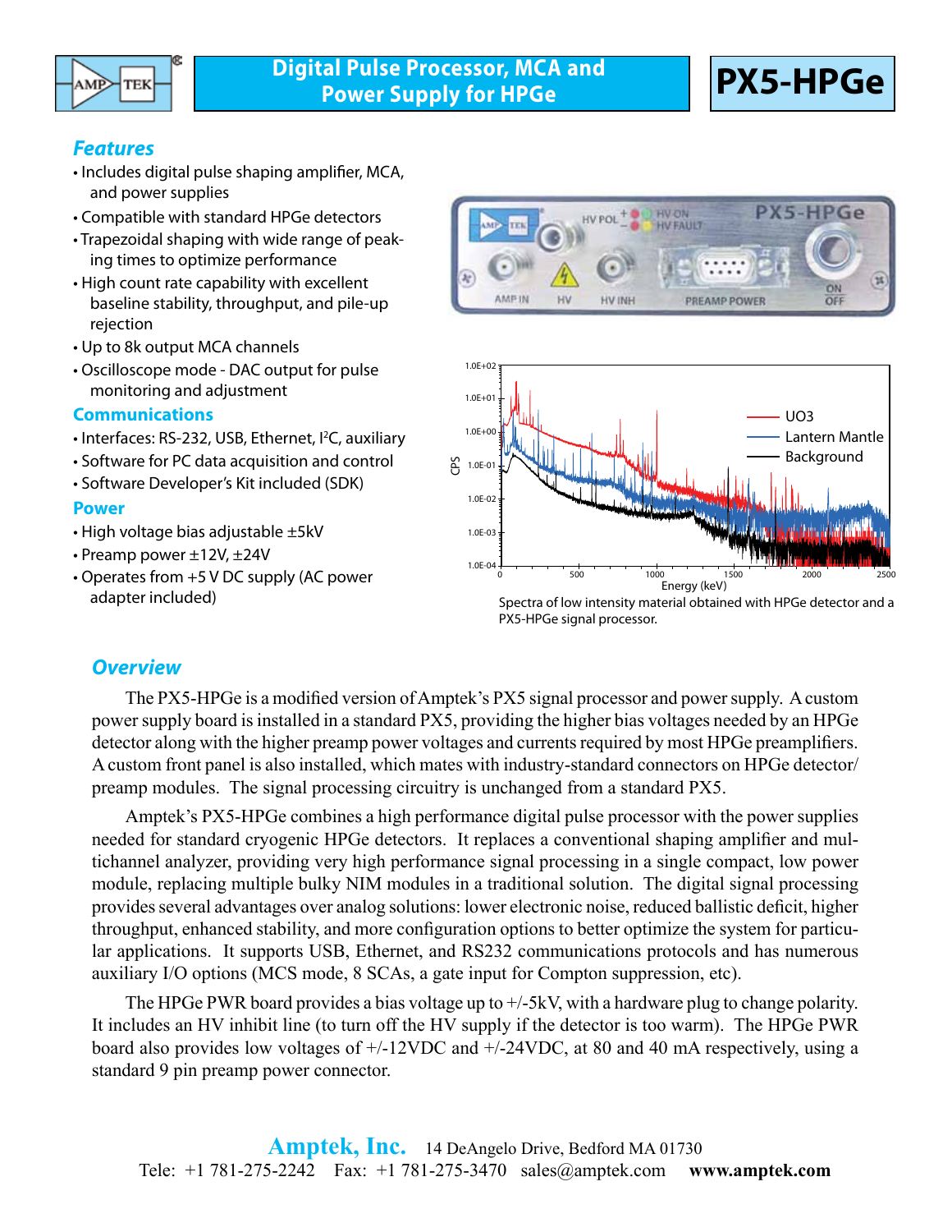# Digital Pulse Processor, MCA and Power Supply for HPGe

# PX5-HPGe

## Features

- Includes digital pulse shaping amplifier, MCA, and power supplies
- Compatible with standard HPGe detectors
- Trapezoidal shaping with wide range of peaking times to optimize performance
- High count rate capability with excellent baseline stability, throughput, and pile-up rejection
- Up to 8k output MCA channels
- Oscilloscope mode - DAC output for pulse monitoring and adjustment

### Communications

- Interfaces: RS-232, USB, Ethernet, I²C, auxiliary
- Software for PC data acquisition and control
- Software Developer's Kit included (SDK)

### Power

- High voltage bias adjustable ±5kV
- Preamp power ±12V, ±24V
- Operates from +5 V DC supply (AC power adapter included)

Spectra of low intensity material obtained with HPGe detector and a PX5-HPGe signal processor.

## Overview

The PX5-HPGe is a modified version of Amptek's PX5 signal processor and power supply. A custom power supply board is installed in a standard PX5, providing the higher bias voltages needed by an HPGe detector along with the higher preamp power voltages and currents required by most HPGe preamplifiers. A custom front panel is also installed, which mates with industry-standard connectors on HPGe detector/preamp modules. The signal processing circuitry is unchanged from a standard PX5.

Amptek's PX5-HPGe combines a high performance digital pulse processor with the power supplies needed for standard cryogenic HPGe detectors. It replaces a conventional shaping amplifier and multichannel analyzer, providing very high performance signal processing in a single compact, low power module, replacing multiple bulky NIM modules in a traditional solution. The digital signal processing provides several advantages over analog solutions: lower electronic noise, reduced ballistic deficit, higher throughput, enhanced stability, and more configuration options to better optimize the system for particular applications. It supports USB, Ethernet, and RS232 communications protocols and has numerous auxiliary I/O options (MCS mode, 8 SCAs, a gate input for Compton suppression, etc).

The HPGe PWR board provides a bias voltage up to +/-5kV, with a hardware plug to change polarity. It includes an HV inhibit line (to turn off the HV supply if the detector is too warm). The HPGe PWR board also provides low voltages of +/-12VDC and +/-24VDC, at 80 and 40 mA respectively, using a standard 9 pin preamp power connector.

**Amptek, Inc.** 14 DeAngelo Drive, Bedford MA 01730
Tele: +1 781-275-2242 Fax: +1 781-275-3470 sales@amptek.com **www.amptek.com**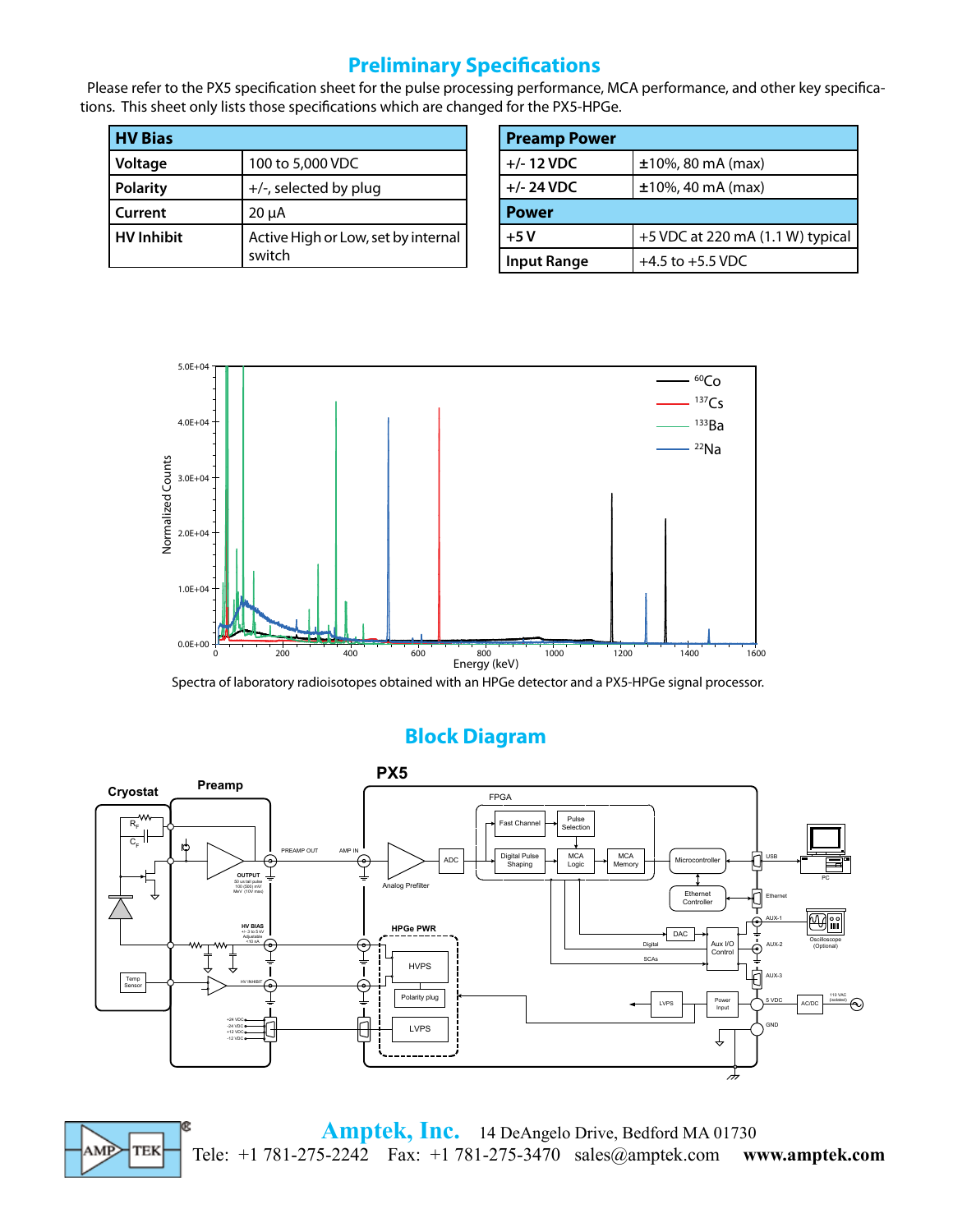# Preliminary Specifications

Please refer to the PX5 specification sheet for the pulse processing performance, MCA performance, and other key specifications. This sheet only lists those specifications which are changed for the PX5-HPGe.

| HV Bias | |
|---|---|
| **Voltage** | 100 to 5,000 VDC |
| **Polarity** | +/-, selected by plug |
| **Current** | 20 µA |
| **HV Inhibit** | Active High or Low, set by internal switch |

| Preamp Power | |
|---|---|
| **+/- 12 VDC** | ±10%, 80 mA (max) |
| **+/- 24 VDC** | ±10%, 40 mA (max) |
| **Power** | |
| **+5 V** | +5 VDC at 220 mA (1.1 W) typical |
| **Input Range** | +4.5 to +5.5 VDC |

Normalized Counts
5.0E+04
4.0E+04
3.0E+04
2.0E+04
1.0E+04
0.0E+00
0
200
400
600
800
1000
1200
1400
1600
Energy (keV)
$^{60}Co$
$^{137}Cs$
$^{133}Ba$
$^{22}Na$

Spectra of laboratory radioisotopes obtained with an HPGe detector and a PX5-HPGe signal processor.

# Block Diagram

PX5
Cryostat
Preamp
FPGA
Fast Channel
Pulse Selection
Digital Pulse Shaping
MCA Logic
MCA Memory
Microcontroller
Ethernet Controller
ADC
Analog Prefilter
PREAMP OUT
AMP IN
OUTPUT
HV BIAS
HV INHIBIT
Temp Sensor
HPGe PWR
HVPS
Polarity plug
LVPS
DAC
Digital
SCAs
Aux I/O Control
USB
Ethernet
AUX-1
AUX-2
AUX-3
5 VDC
GND
Power Input
LVPS
AC/DC
PC
Oscilloscope (Optional)
+24 VDC
-24 VDC
+12 VDC
-12 VDC

**Amptek, Inc.** 14 DeAngelo Drive, Bedford MA 01730
Tele: +1 781-275-2242 Fax: +1 781-275-3470 sales@amptek.com **www.amptek.com**